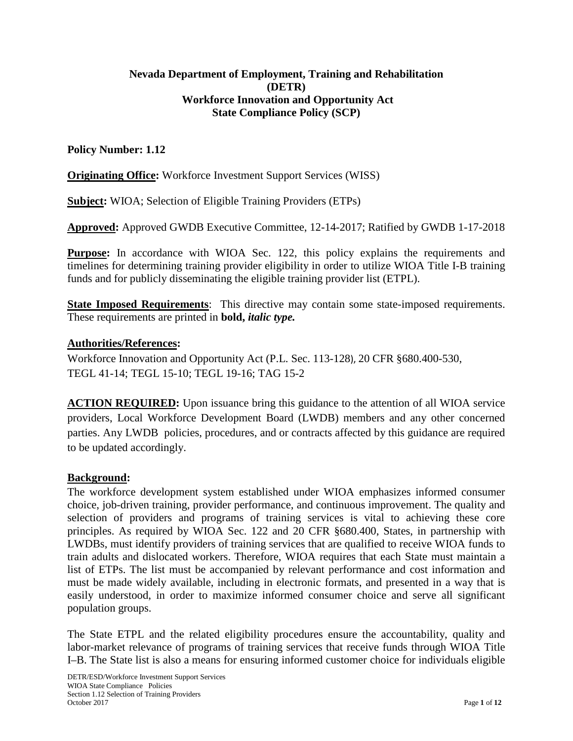**Nevada Department of Employment, Training and Rehabilitation (DETR)**
**Workforce Innovation and Opportunity Act**
**State Compliance Policy (SCP)**

**Policy Number: 1.12**

**Originating Office:** Workforce Investment Support Services (WISS)

**Subject:** WIOA; Selection of Eligible Training Providers (ETPs)

**Approved:** Approved GWDB Executive Committee, 12-14-2017; Ratified by GWDB 1-17-2018

**Purpose:** In accordance with WIOA Sec. 122, this policy explains the requirements and timelines for determining training provider eligibility in order to utilize WIOA Title I-B training funds and for publicly disseminating the eligible training provider list (ETPL).

**State Imposed Requirements**: This directive may contain some state-imposed requirements. These requirements are printed in **bold, *italic type.***

**Authorities/References:**

Workforce Innovation and Opportunity Act (P.L. Sec. 113-128), 20 CFR §680.400-530, TEGL 41-14; TEGL 15-10; TEGL 19-16; TAG 15-2

**ACTION REQUIRED:** Upon issuance bring this guidance to the attention of all WIOA service providers, Local Workforce Development Board (LWDB) members and any other concerned parties. Any LWDB policies, procedures, and or contracts affected by this guidance are required to be updated accordingly.

**Background:**

The workforce development system established under WIOA emphasizes informed consumer choice, job-driven training, provider performance, and continuous improvement. The quality and selection of providers and programs of training services is vital to achieving these core principles. As required by WIOA Sec. 122 and 20 CFR §680.400, States, in partnership with LWDBs, must identify providers of training services that are qualified to receive WIOA funds to train adults and dislocated workers. Therefore, WIOA requires that each State must maintain a list of ETPs. The list must be accompanied by relevant performance and cost information and must be made widely available, including in electronic formats, and presented in a way that is easily understood, in order to maximize informed consumer choice and serve all significant population groups.

The State ETPL and the related eligibility procedures ensure the accountability, quality and labor-market relevance of programs of training services that receive funds through WIOA Title I–B. The State list is also a means for ensuring informed customer choice for individuals eligible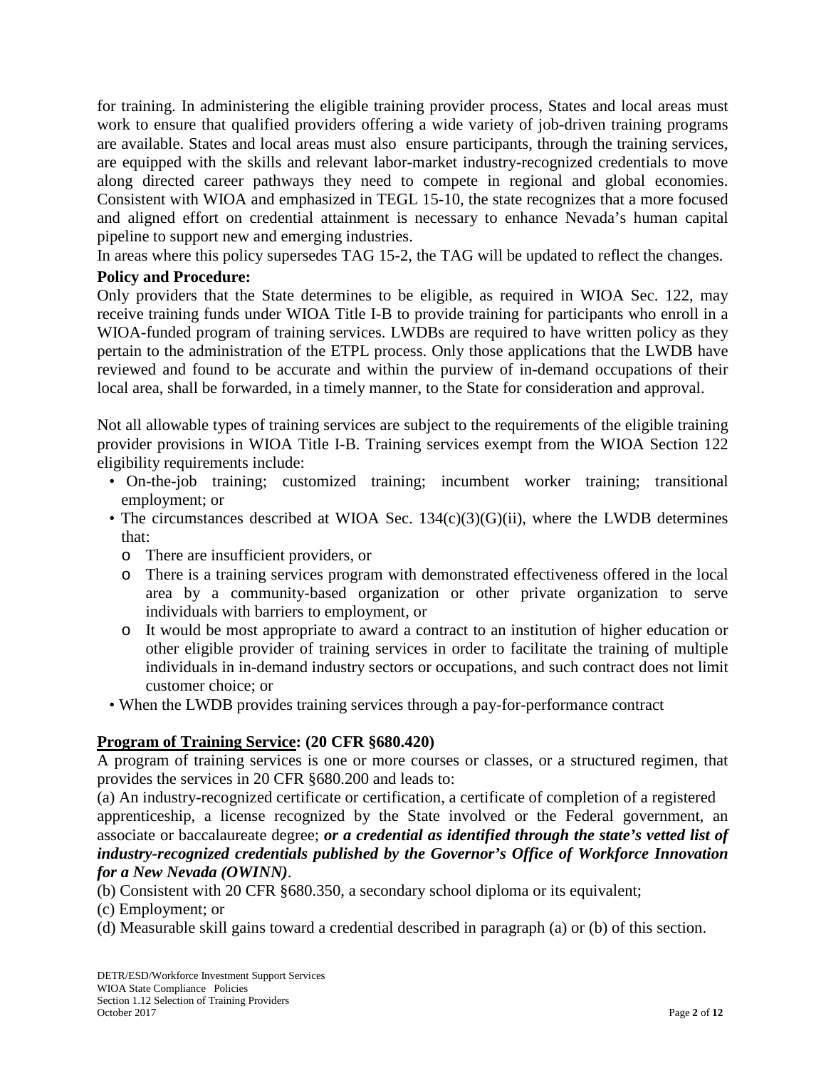for training. In administering the eligible training provider process, States and local areas must work to ensure that qualified providers offering a wide variety of job-driven training programs are available. States and local areas must also ensure participants, through the training services, are equipped with the skills and relevant labor-market industry-recognized credentials to move along directed career pathways they need to compete in regional and global economies. Consistent with WIOA and emphasized in TEGL 15-10, the state recognizes that a more focused and aligned effort on credential attainment is necessary to enhance Nevada's human capital pipeline to support new and emerging industries.

In areas where this policy supersedes TAG 15-2, the TAG will be updated to reflect the changes.

**Policy and Procedure:**

Only providers that the State determines to be eligible, as required in WIOA Sec. 122, may receive training funds under WIOA Title I-B to provide training for participants who enroll in a WIOA-funded program of training services. LWDBs are required to have written policy as they pertain to the administration of the ETPL process. Only those applications that the LWDB have reviewed and found to be accurate and within the purview of in-demand occupations of their local area, shall be forwarded, in a timely manner, to the State for consideration and approval.

Not all allowable types of training services are subject to the requirements of the eligible training provider provisions in WIOA Title I-B. Training services exempt from the WIOA Section 122 eligibility requirements include:

- On-the-job training; customized training; incumbent worker training; transitional employment; or
- The circumstances described at WIOA Sec. 134(c)(3)(G)(ii), where the LWDB determines that:
  - There are insufficient providers, or
  - There is a training services program with demonstrated effectiveness offered in the local area by a community-based organization or other private organization to serve individuals with barriers to employment, or
  - It would be most appropriate to award a contract to an institution of higher education or other eligible provider of training services in order to facilitate the training of multiple individuals in in-demand industry sectors or occupations, and such contract does not limit customer choice; or
- When the LWDB provides training services through a pay-for-performance contract

**Program of Training Service: (20 CFR §680.420)**

A program of training services is one or more courses or classes, or a structured regimen, that provides the services in 20 CFR §680.200 and leads to:

(a) An industry-recognized certificate or certification, a certificate of completion of a registered apprenticeship, a license recognized by the State involved or the Federal government, an associate or baccalaureate degree; ***or a credential as identified through the state's vetted list of industry-recognized credentials published by the Governor's Office of Workforce Innovation for a New Nevada (OWINN)***.

(b) Consistent with 20 CFR §680.350, a secondary school diploma or its equivalent;

(c) Employment; or

(d) Measurable skill gains toward a credential described in paragraph (a) or (b) of this section.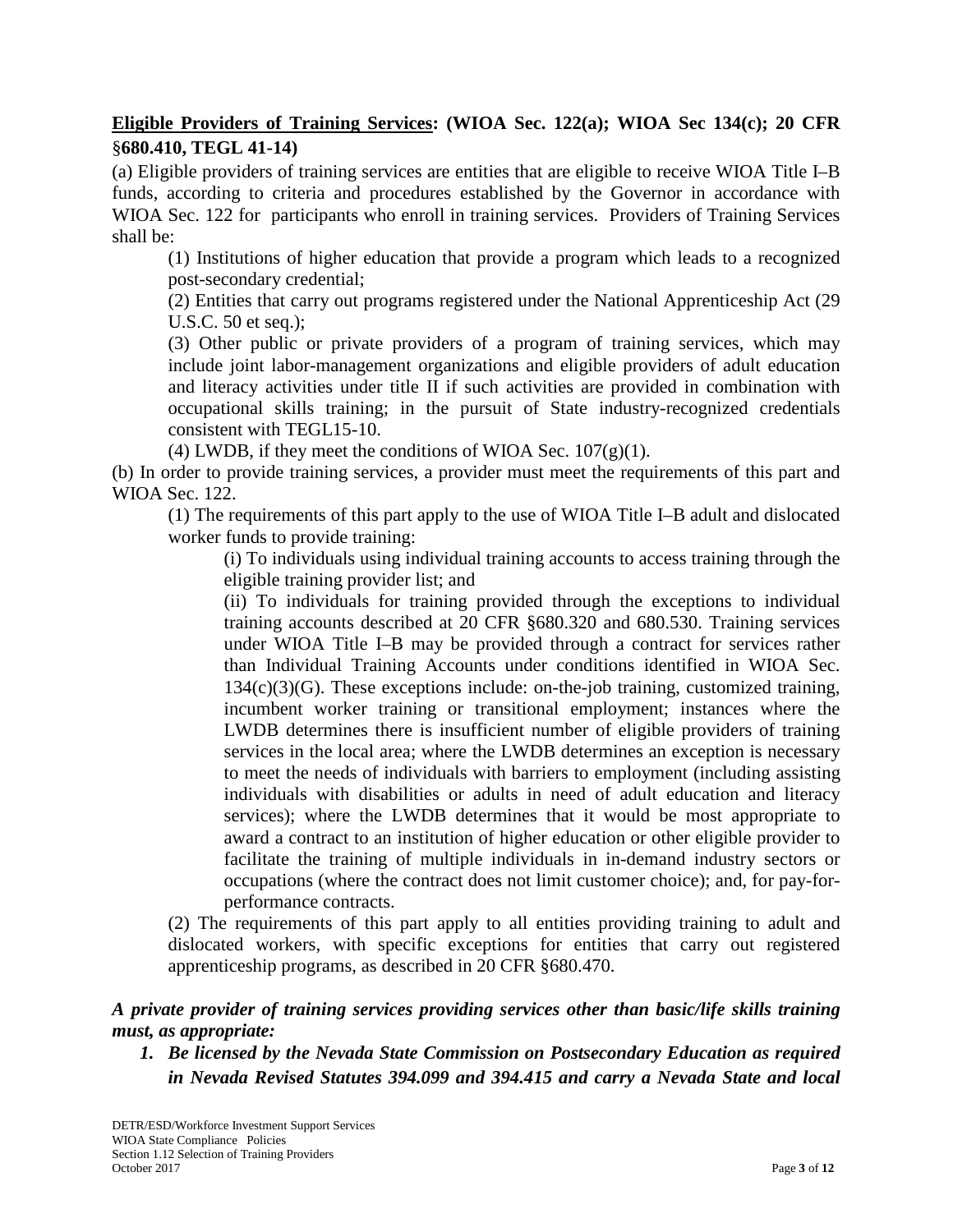**<u>Eligible Providers of Training Services</u>: (WIOA Sec. 122(a); WIOA Sec 134(c); 20 CFR §680.410, TEGL 41-14)**

(a) Eligible providers of training services are entities that are eligible to receive WIOA Title I–B funds, according to criteria and procedures established by the Governor in accordance with WIOA Sec. 122 for participants who enroll in training services. Providers of Training Services shall be:

> (1) Institutions of higher education that provide a program which leads to a recognized post-secondary credential;
>
> (2) Entities that carry out programs registered under the National Apprenticeship Act (29 U.S.C. 50 et seq.);
>
> (3) Other public or private providers of a program of training services, which may include joint labor-management organizations and eligible providers of adult education and literacy activities under title II if such activities are provided in combination with occupational skills training; in the pursuit of State industry-recognized credentials consistent with TEGL15-10.
>
> (4) LWDB, if they meet the conditions of WIOA Sec. 107(g)(1).

(b) In order to provide training services, a provider must meet the requirements of this part and WIOA Sec. 122.

> (1) The requirements of this part apply to the use of WIOA Title I–B adult and dislocated worker funds to provide training:
>
> > (i) To individuals using individual training accounts to access training through the eligible training provider list; and
> >
> > (ii) To individuals for training provided through the exceptions to individual training accounts described at 20 CFR §680.320 and 680.530. Training services under WIOA Title I–B may be provided through a contract for services rather than Individual Training Accounts under conditions identified in WIOA Sec. 134(c)(3)(G). These exceptions include: on-the-job training, customized training, incumbent worker training or transitional employment; instances where the LWDB determines there is insufficient number of eligible providers of training services in the local area; where the LWDB determines an exception is necessary to meet the needs of individuals with barriers to employment (including assisting individuals with disabilities or adults in need of adult education and literacy services); where the LWDB determines that it would be most appropriate to award a contract to an institution of higher education or other eligible provider to facilitate the training of multiple individuals in in-demand industry sectors or occupations (where the contract does not limit customer choice); and, for pay-for-performance contracts.
>
> (2) The requirements of this part apply to all entities providing training to adult and dislocated workers, with specific exceptions for entities that carry out registered apprenticeship programs, as described in 20 CFR §680.470.

***A private provider of training services providing services other than basic/life skills training must, as appropriate:***

1. ***Be licensed by the Nevada State Commission on Postsecondary Education as required in Nevada Revised Statutes 394.099 and 394.415 and carry a Nevada State and local***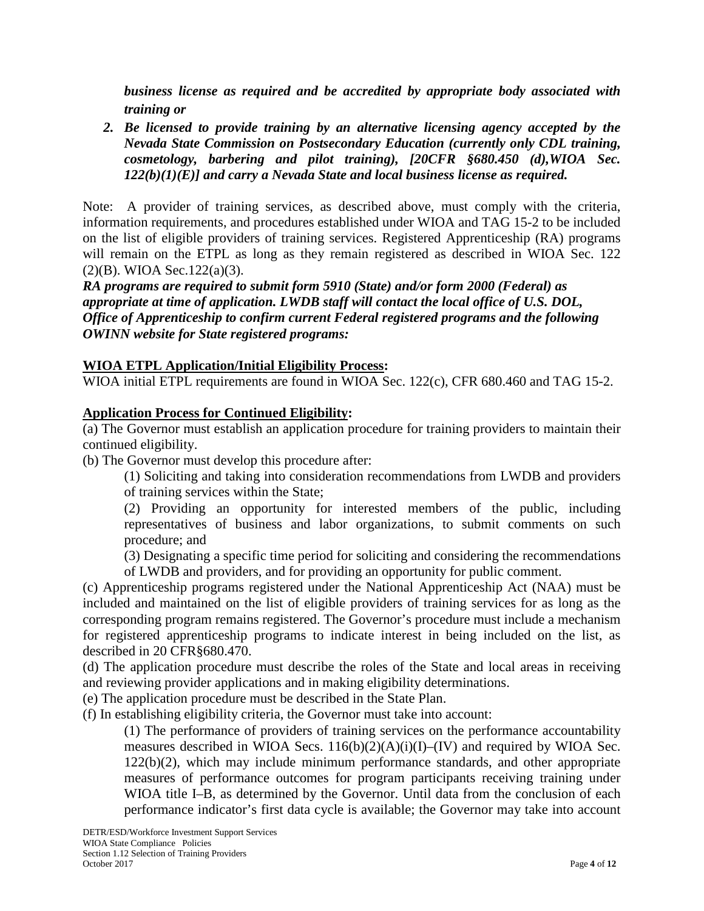***business license as required and be accredited by appropriate body associated with training or***

2. ***Be licensed to provide training by an alternative licensing agency accepted by the Nevada State Commission on Postsecondary Education (currently only CDL training, cosmetology, barbering and pilot training), [20CFR §680.450 (d),WIOA Sec. 122(b)(1)(E)] and carry a Nevada State and local business license as required.***

Note: A provider of training services, as described above, must comply with the criteria, information requirements, and procedures established under WIOA and TAG 15-2 to be included on the list of eligible providers of training services. Registered Apprenticeship (RA) programs will remain on the ETPL as long as they remain registered as described in WIOA Sec. 122 (2)(B). WIOA Sec.122(a)(3).

***RA programs are required to submit form 5910 (State) and/or form 2000 (Federal) as appropriate at time of application. LWDB staff will contact the local office of U.S. DOL, Office of Apprenticeship to confirm current Federal registered programs and the following OWINN website for State registered programs:***

**WIOA ETPL Application/Initial Eligibility Process:**

WIOA initial ETPL requirements are found in WIOA Sec. 122(c), CFR 680.460 and TAG 15-2.

**Application Process for Continued Eligibility:**

(a) The Governor must establish an application procedure for training providers to maintain their continued eligibility.

(b) The Governor must develop this procedure after:

(1) Soliciting and taking into consideration recommendations from LWDB and providers of training services within the State;

(2) Providing an opportunity for interested members of the public, including representatives of business and labor organizations, to submit comments on such procedure; and

(3) Designating a specific time period for soliciting and considering the recommendations of LWDB and providers, and for providing an opportunity for public comment.

(c) Apprenticeship programs registered under the National Apprenticeship Act (NAA) must be included and maintained on the list of eligible providers of training services for as long as the corresponding program remains registered. The Governor's procedure must include a mechanism for registered apprenticeship programs to indicate interest in being included on the list, as described in 20 CFR§680.470.

(d) The application procedure must describe the roles of the State and local areas in receiving and reviewing provider applications and in making eligibility determinations.

(e) The application procedure must be described in the State Plan.

(f) In establishing eligibility criteria, the Governor must take into account:

(1) The performance of providers of training services on the performance accountability measures described in WIOA Secs. 116(b)(2)(A)(i)(I)–(IV) and required by WIOA Sec. 122(b)(2), which may include minimum performance standards, and other appropriate measures of performance outcomes for program participants receiving training under WIOA title I–B, as determined by the Governor. Until data from the conclusion of each performance indicator's first data cycle is available; the Governor may take into account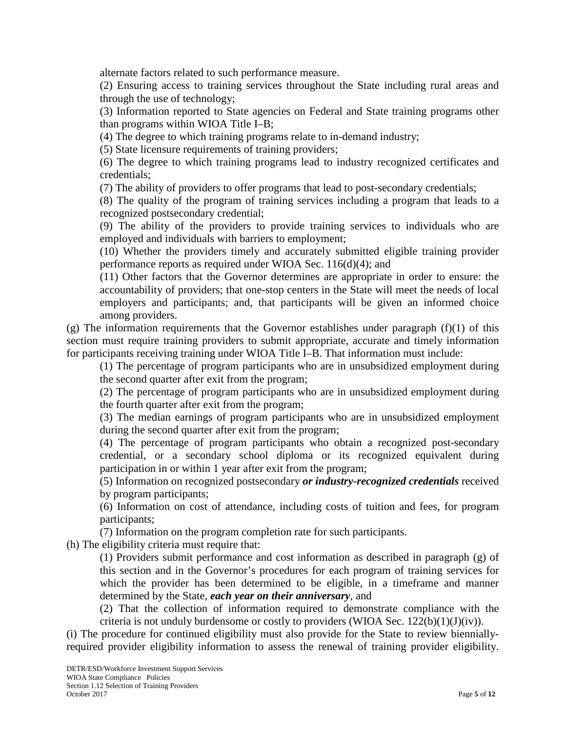alternate factors related to such performance measure.

(2) Ensuring access to training services throughout the State including rural areas and through the use of technology;

(3) Information reported to State agencies on Federal and State training programs other than programs within WIOA Title I–B;

(4) The degree to which training programs relate to in-demand industry;

(5) State licensure requirements of training providers;

(6) The degree to which training programs lead to industry recognized certificates and credentials;

(7) The ability of providers to offer programs that lead to post-secondary credentials;

(8) The quality of the program of training services including a program that leads to a recognized postsecondary credential;

(9) The ability of the providers to provide training services to individuals who are employed and individuals with barriers to employment;

(10) Whether the providers timely and accurately submitted eligible training provider performance reports as required under WIOA Sec. 116(d)(4); and

(11) Other factors that the Governor determines are appropriate in order to ensure: the accountability of providers; that one-stop centers in the State will meet the needs of local employers and participants; and, that participants will be given an informed choice among providers.

(g) The information requirements that the Governor establishes under paragraph (f)(1) of this section must require training providers to submit appropriate, accurate and timely information for participants receiving training under WIOA Title I–B. That information must include:

(1) The percentage of program participants who are in unsubsidized employment during the second quarter after exit from the program;

(2) The percentage of program participants who are in unsubsidized employment during the fourth quarter after exit from the program;

(3) The median earnings of program participants who are in unsubsidized employment during the second quarter after exit from the program;

(4) The percentage of program participants who obtain a recognized post-secondary credential, or a secondary school diploma or its recognized equivalent during participation in or within 1 year after exit from the program;

(5) Information on recognized postsecondary ***or industry-recognized credentials*** received by program participants;

(6) Information on cost of attendance, including costs of tuition and fees, for program participants;

(7) Information on the program completion rate for such participants.

(h) The eligibility criteria must require that:

(1) Providers submit performance and cost information as described in paragraph (g) of this section and in the Governor's procedures for each program of training services for which the provider has been determined to be eligible, in a timeframe and manner determined by the State, ***each year on their anniversary***, and

(2) That the collection of information required to demonstrate compliance with the criteria is not unduly burdensome or costly to providers (WIOA Sec. 122(b)(1)(J)(iv)).

(i) The procedure for continued eligibility must also provide for the State to review biennially-required provider eligibility information to assess the renewal of training provider eligibility.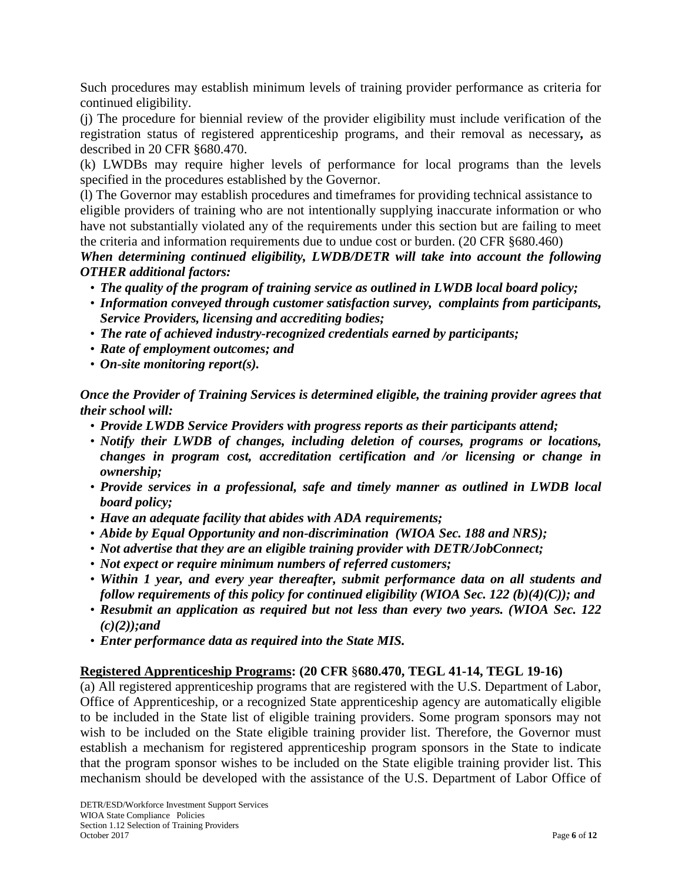Such procedures may establish minimum levels of training provider performance as criteria for continued eligibility.

(j) The procedure for biennial review of the provider eligibility must include verification of the registration status of registered apprenticeship programs, and their removal as necessary**,** as described in 20 CFR §680.470.

(k) LWDBs may require higher levels of performance for local programs than the levels specified in the procedures established by the Governor.

(l) The Governor may establish procedures and timeframes for providing technical assistance to eligible providers of training who are not intentionally supplying inaccurate information or who have not substantially violated any of the requirements under this section but are failing to meet the criteria and information requirements due to undue cost or burden. (20 CFR §680.460)

***When determining continued eligibility, LWDB/DETR will take into account the following OTHER additional factors:***

- ***The quality of the program of training service as outlined in LWDB local board policy;***
- ***Information conveyed through customer satisfaction survey, complaints from participants, Service Providers, licensing and accrediting bodies;***
- ***The rate of achieved industry-recognized credentials earned by participants;***
- ***Rate of employment outcomes; and***
- ***On-site monitoring report(s).***

***Once the Provider of Training Services is determined eligible, the training provider agrees that their school will:***

- ***Provide LWDB Service Providers with progress reports as their participants attend;***
- ***Notify their LWDB of changes, including deletion of courses, programs or locations, changes in program cost, accreditation certification and /or licensing or change in ownership;***
- ***Provide services in a professional, safe and timely manner as outlined in LWDB local board policy;***
- ***Have an adequate facility that abides with ADA requirements;***
- ***Abide by Equal Opportunity and non-discrimination (WIOA Sec. 188 and NRS);***
- ***Not advertise that they are an eligible training provider with DETR/JobConnect;***
- ***Not expect or require minimum numbers of referred customers;***
- ***Within 1 year, and every year thereafter, submit performance data on all students and follow requirements of this policy for continued eligibility (WIOA Sec. 122 (b)(4)(C)); and***
- ***Resubmit an application as required but not less than every two years. (WIOA Sec. 122 (c)(2));and***
- ***Enter performance data as required into the State MIS.***

**Registered Apprenticeship Programs: (20 CFR §680.470, TEGL 41-14, TEGL 19-16)**

(a) All registered apprenticeship programs that are registered with the U.S. Department of Labor, Office of Apprenticeship, or a recognized State apprenticeship agency are automatically eligible to be included in the State list of eligible training providers. Some program sponsors may not wish to be included on the State eligible training provider list. Therefore, the Governor must establish a mechanism for registered apprenticeship program sponsors in the State to indicate that the program sponsor wishes to be included on the State eligible training provider list. This mechanism should be developed with the assistance of the U.S. Department of Labor Office of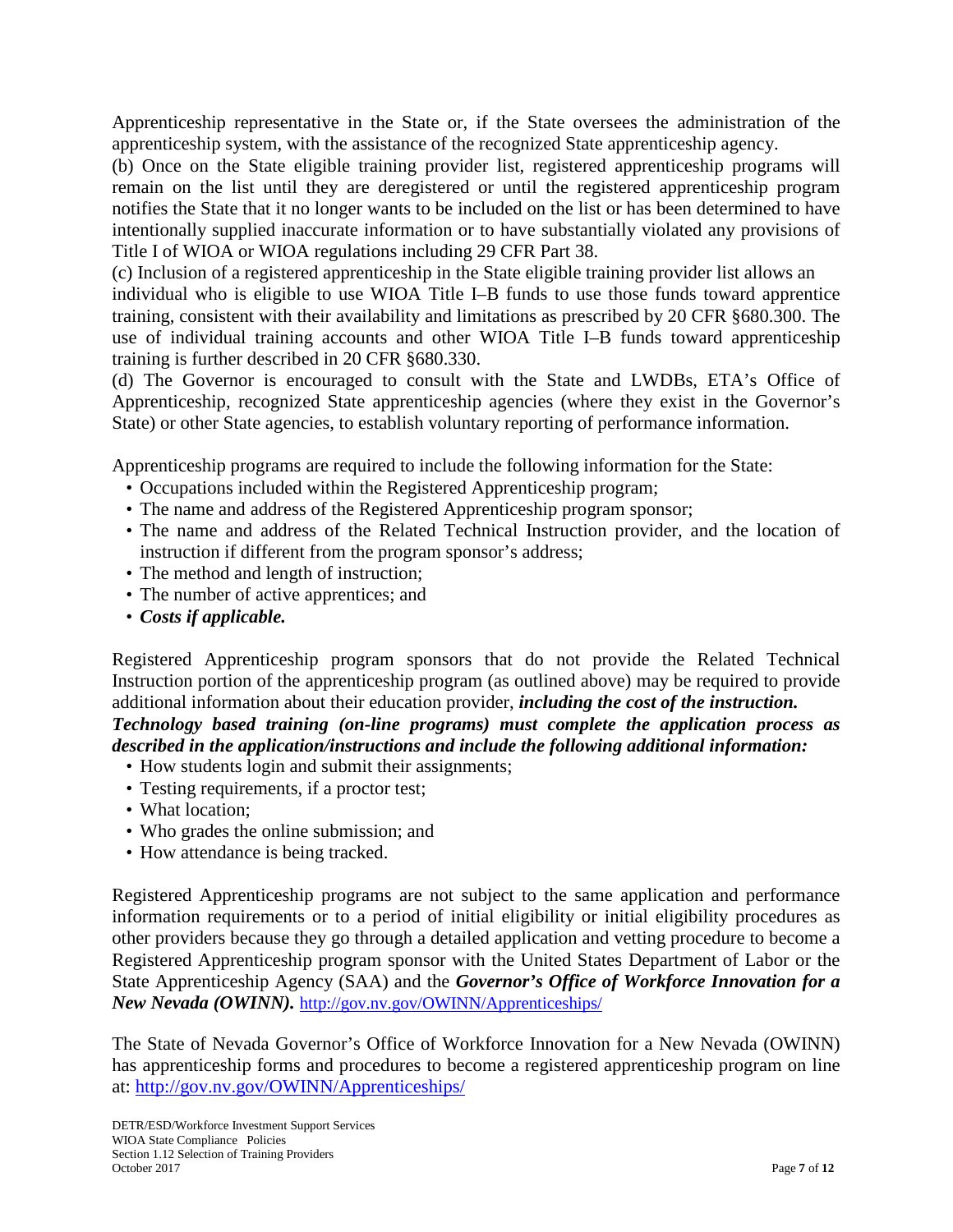Apprenticeship representative in the State or, if the State oversees the administration of the apprenticeship system, with the assistance of the recognized State apprenticeship agency.

(b) Once on the State eligible training provider list, registered apprenticeship programs will remain on the list until they are deregistered or until the registered apprenticeship program notifies the State that it no longer wants to be included on the list or has been determined to have intentionally supplied inaccurate information or to have substantially violated any provisions of Title I of WIOA or WIOA regulations including 29 CFR Part 38.

(c) Inclusion of a registered apprenticeship in the State eligible training provider list allows an individual who is eligible to use WIOA Title I–B funds to use those funds toward apprentice training, consistent with their availability and limitations as prescribed by 20 CFR §680.300. The use of individual training accounts and other WIOA Title I–B funds toward apprenticeship training is further described in 20 CFR §680.330.

(d) The Governor is encouraged to consult with the State and LWDBs, ETA's Office of Apprenticeship, recognized State apprenticeship agencies (where they exist in the Governor's State) or other State agencies, to establish voluntary reporting of performance information.

Apprenticeship programs are required to include the following information for the State:

- Occupations included within the Registered Apprenticeship program;
- The name and address of the Registered Apprenticeship program sponsor;
- The name and address of the Related Technical Instruction provider, and the location of instruction if different from the program sponsor's address;
- The method and length of instruction;
- The number of active apprentices; and
- ***Costs if applicable.***

Registered Apprenticeship program sponsors that do not provide the Related Technical Instruction portion of the apprenticeship program (as outlined above) may be required to provide additional information about their education provider, ***including the cost of the instruction.***
***Technology based training (on-line programs) must complete the application process as described in the application/instructions and include the following additional information:***

- How students login and submit their assignments;
- Testing requirements, if a proctor test;
- What location;
- Who grades the online submission; and
- How attendance is being tracked.

Registered Apprenticeship programs are not subject to the same application and performance information requirements or to a period of initial eligibility or initial eligibility procedures as other providers because they go through a detailed application and vetting procedure to become a Registered Apprenticeship program sponsor with the United States Department of Labor or the State Apprenticeship Agency (SAA) and the ***Governor's Office of Workforce Innovation for a New Nevada (OWINN).*** http://gov.nv.gov/OWINN/Apprenticeships/

The State of Nevada Governor's Office of Workforce Innovation for a New Nevada (OWINN) has apprenticeship forms and procedures to become a registered apprenticeship program on line at: http://gov.nv.gov/OWINN/Apprenticeships/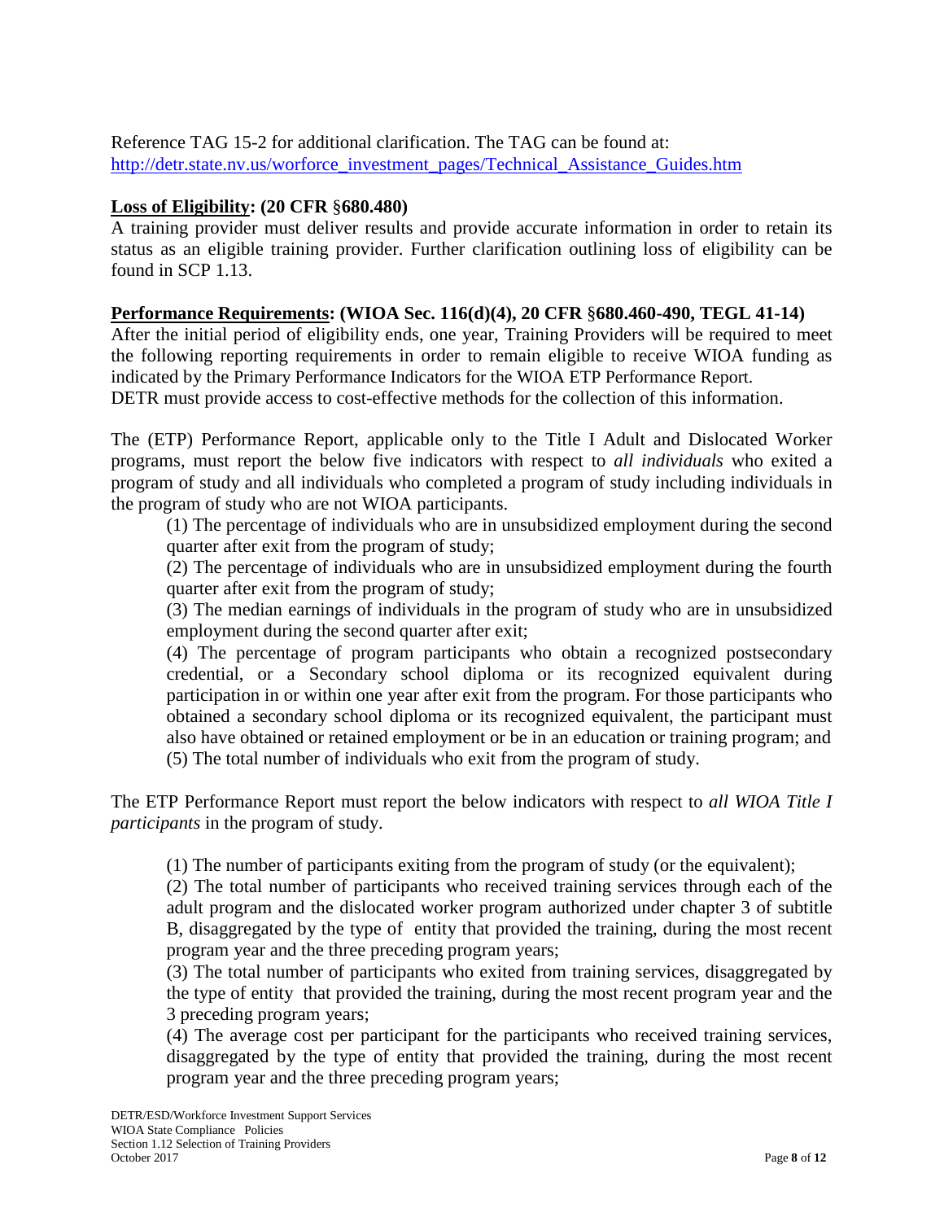Reference TAG 15-2 for additional clarification. The TAG can be found at: http://detr.state.nv.us/worforce_investment_pages/Technical_Assistance_Guides.htm

**Loss of Eligibility: (20 CFR §680.480)**

A training provider must deliver results and provide accurate information in order to retain its status as an eligible training provider. Further clarification outlining loss of eligibility can be found in SCP 1.13.

**Performance Requirements: (WIOA Sec. 116(d)(4), 20 CFR §680.460-490, TEGL 41-14)**

After the initial period of eligibility ends, one year, Training Providers will be required to meet the following reporting requirements in order to remain eligible to receive WIOA funding as indicated by the Primary Performance Indicators for the WIOA ETP Performance Report. DETR must provide access to cost-effective methods for the collection of this information.

The (ETP) Performance Report, applicable only to the Title I Adult and Dislocated Worker programs, must report the below five indicators with respect to *all individuals* who exited a program of study and all individuals who completed a program of study including individuals in the program of study who are not WIOA participants.

(1) The percentage of individuals who are in unsubsidized employment during the second quarter after exit from the program of study;

(2) The percentage of individuals who are in unsubsidized employment during the fourth quarter after exit from the program of study;

(3) The median earnings of individuals in the program of study who are in unsubsidized employment during the second quarter after exit;

(4) The percentage of program participants who obtain a recognized postsecondary credential, or a Secondary school diploma or its recognized equivalent during participation in or within one year after exit from the program. For those participants who obtained a secondary school diploma or its recognized equivalent, the participant must also have obtained or retained employment or be in an education or training program; and

(5) The total number of individuals who exit from the program of study.

The ETP Performance Report must report the below indicators with respect to *all WIOA Title I participants* in the program of study.

(1) The number of participants exiting from the program of study (or the equivalent);

(2) The total number of participants who received training services through each of the adult program and the dislocated worker program authorized under chapter 3 of subtitle B, disaggregated by the type of entity that provided the training, during the most recent program year and the three preceding program years;

(3) The total number of participants who exited from training services, disaggregated by the type of entity that provided the training, during the most recent program year and the 3 preceding program years;

(4) The average cost per participant for the participants who received training services, disaggregated by the type of entity that provided the training, during the most recent program year and the three preceding program years;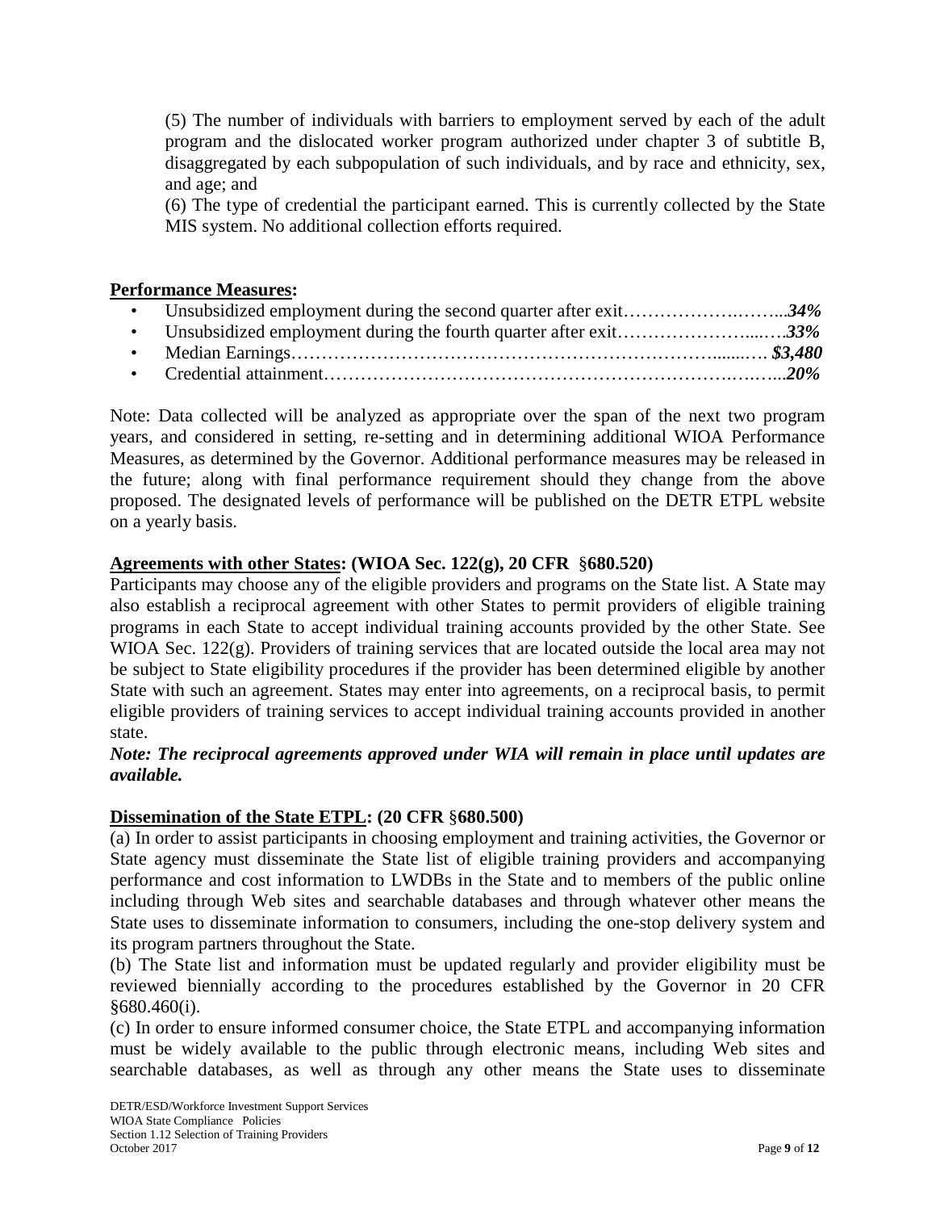(5) The number of individuals with barriers to employment served by each of the adult program and the dislocated worker program authorized under chapter 3 of subtitle B, disaggregated by each subpopulation of such individuals, and by race and ethnicity, sex, and age; and

(6) The type of credential the participant earned. This is currently collected by the State MIS system. No additional collection efforts required.

**<u>Performance Measures</u>:**

- Unsubsidized employment during the second quarter after exit……………….……..***34%***
- Unsubsidized employment during the fourth quarter after exit…………………....….***33%***
- Median Earnings…………………………………………………….……......… ***$3,480***
- Credential attainment………………………………………………….….…...***20%***

Note: Data collected will be analyzed as appropriate over the span of the next two program years, and considered in setting, re-setting and in determining additional WIOA Performance Measures, as determined by the Governor. Additional performance measures may be released in the future; along with final performance requirement should they change from the above proposed. The designated levels of performance will be published on the DETR ETPL website on a yearly basis.

**<u>Agreements with other States</u>: (WIOA Sec. 122(g), 20 CFR §680.520)**

Participants may choose any of the eligible providers and programs on the State list. A State may also establish a reciprocal agreement with other States to permit providers of eligible training programs in each State to accept individual training accounts provided by the other State. See WIOA Sec. 122(g). Providers of training services that are located outside the local area may not be subject to State eligibility procedures if the provider has been determined eligible by another State with such an agreement. States may enter into agreements, on a reciprocal basis, to permit eligible providers of training services to accept individual training accounts provided in another state.

***Note: The reciprocal agreements approved under WIA will remain in place until updates are available.***

**<u>Dissemination of the State ETPL</u>: (20 CFR §680.500)**

(a) In order to assist participants in choosing employment and training activities, the Governor or State agency must disseminate the State list of eligible training providers and accompanying performance and cost information to LWDBs in the State and to members of the public online including through Web sites and searchable databases and through whatever other means the State uses to disseminate information to consumers, including the one-stop delivery system and its program partners throughout the State.

(b) The State list and information must be updated regularly and provider eligibility must be reviewed biennially according to the procedures established by the Governor in 20 CFR §680.460(i).

(c) In order to ensure informed consumer choice, the State ETPL and accompanying information must be widely available to the public through electronic means, including Web sites and searchable databases, as well as through any other means the State uses to disseminate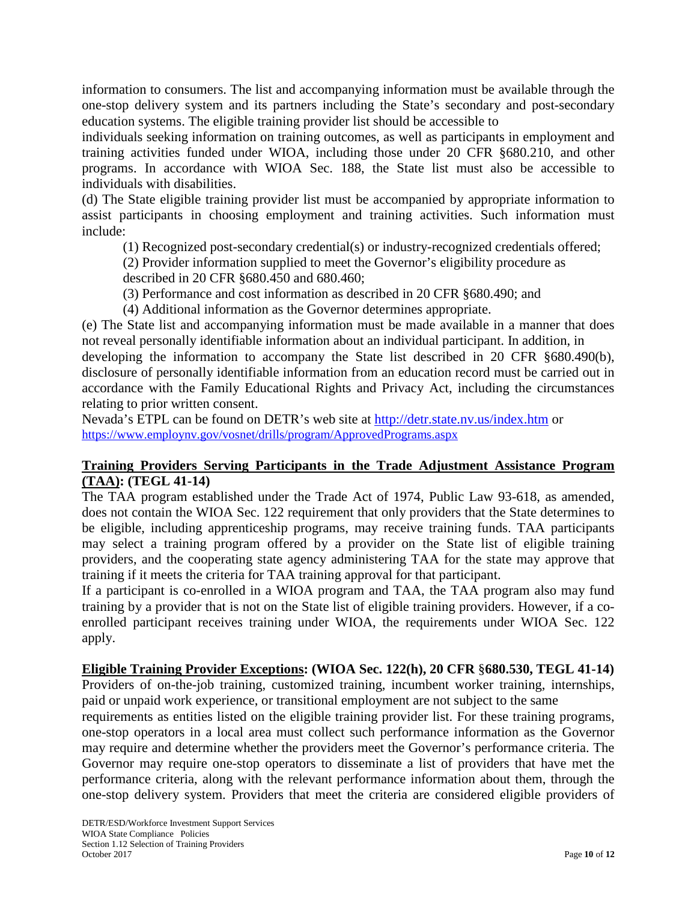information to consumers. The list and accompanying information must be available through the one-stop delivery system and its partners including the State's secondary and post-secondary education systems. The eligible training provider list should be accessible to individuals seeking information on training outcomes, as well as participants in employment and training activities funded under WIOA, including those under 20 CFR §680.210, and other programs. In accordance with WIOA Sec. 188, the State list must also be accessible to individuals with disabilities.

(d) The State eligible training provider list must be accompanied by appropriate information to assist participants in choosing employment and training activities. Such information must include:

(1) Recognized post-secondary credential(s) or industry-recognized credentials offered;

(2) Provider information supplied to meet the Governor's eligibility procedure as described in 20 CFR §680.450 and 680.460;

(3) Performance and cost information as described in 20 CFR §680.490; and

(4) Additional information as the Governor determines appropriate.

(e) The State list and accompanying information must be made available in a manner that does not reveal personally identifiable information about an individual participant. In addition, in developing the information to accompany the State list described in 20 CFR §680.490(b), disclosure of personally identifiable information from an education record must be carried out in accordance with the Family Educational Rights and Privacy Act, including the circumstances relating to prior written consent.

Nevada's ETPL can be found on DETR's web site at http://detr.state.nv.us/index.htm or https://www.employnv.gov/vosnet/drills/program/ApprovedPrograms.aspx

**Training Providers Serving Participants in the Trade Adjustment Assistance Program (TAA): (TEGL 41-14)**

The TAA program established under the Trade Act of 1974, Public Law 93-618, as amended, does not contain the WIOA Sec. 122 requirement that only providers that the State determines to be eligible, including apprenticeship programs, may receive training funds. TAA participants may select a training program offered by a provider on the State list of eligible training providers, and the cooperating state agency administering TAA for the state may approve that training if it meets the criteria for TAA training approval for that participant.

If a participant is co-enrolled in a WIOA program and TAA, the TAA program also may fund training by a provider that is not on the State list of eligible training providers. However, if a co-enrolled participant receives training under WIOA, the requirements under WIOA Sec. 122 apply.

**Eligible Training Provider Exceptions: (WIOA Sec. 122(h), 20 CFR §680.530, TEGL 41-14)**

Providers of on-the-job training, customized training, incumbent worker training, internships, paid or unpaid work experience, or transitional employment are not subject to the same requirements as entities listed on the eligible training provider list. For these training programs, one-stop operators in a local area must collect such performance information as the Governor may require and determine whether the providers meet the Governor's performance criteria. The Governor may require one-stop operators to disseminate a list of providers that have met the performance criteria, along with the relevant performance information about them, through the one-stop delivery system. Providers that meet the criteria are considered eligible providers of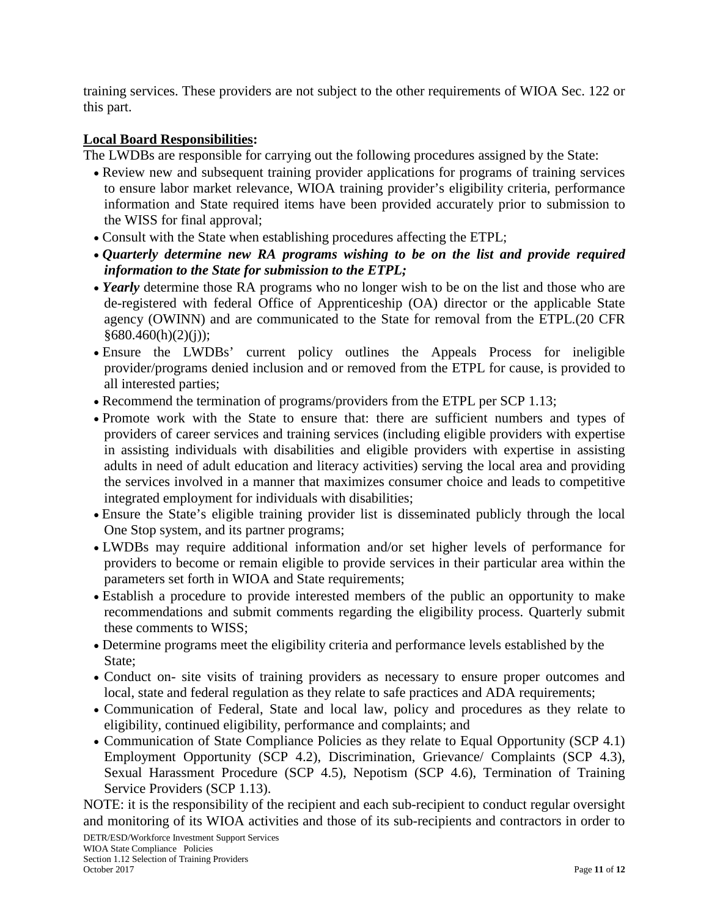training services. These providers are not subject to the other requirements of WIOA Sec. 122 or this part.

**Local Board Responsibilities:**

The LWDBs are responsible for carrying out the following procedures assigned by the State:

- Review new and subsequent training provider applications for programs of training services to ensure labor market relevance, WIOA training provider's eligibility criteria, performance information and State required items have been provided accurately prior to submission to the WISS for final approval;
- Consult with the State when establishing procedures affecting the ETPL;
- ***Quarterly determine new RA programs wishing to be on the list and provide required information to the State for submission to the ETPL;***
- ***Yearly*** determine those RA programs who no longer wish to be on the list and those who are de-registered with federal Office of Apprenticeship (OA) director or the applicable State agency (OWINN) and are communicated to the State for removal from the ETPL.(20 CFR §680.460(h)(2)(j));
- Ensure the LWDBs' current policy outlines the Appeals Process for ineligible provider/programs denied inclusion and or removed from the ETPL for cause, is provided to all interested parties;
- Recommend the termination of programs/providers from the ETPL per SCP 1.13;
- Promote work with the State to ensure that: there are sufficient numbers and types of providers of career services and training services (including eligible providers with expertise in assisting individuals with disabilities and eligible providers with expertise in assisting adults in need of adult education and literacy activities) serving the local area and providing the services involved in a manner that maximizes consumer choice and leads to competitive integrated employment for individuals with disabilities;
- Ensure the State's eligible training provider list is disseminated publicly through the local One Stop system, and its partner programs;
- LWDBs may require additional information and/or set higher levels of performance for providers to become or remain eligible to provide services in their particular area within the parameters set forth in WIOA and State requirements;
- Establish a procedure to provide interested members of the public an opportunity to make recommendations and submit comments regarding the eligibility process. Quarterly submit these comments to WISS;
- Determine programs meet the eligibility criteria and performance levels established by the State;
- Conduct on- site visits of training providers as necessary to ensure proper outcomes and local, state and federal regulation as they relate to safe practices and ADA requirements;
- Communication of Federal, State and local law, policy and procedures as they relate to eligibility, continued eligibility, performance and complaints; and
- Communication of State Compliance Policies as they relate to Equal Opportunity (SCP 4.1) Employment Opportunity (SCP 4.2), Discrimination, Grievance/ Complaints (SCP 4.3), Sexual Harassment Procedure (SCP 4.5), Nepotism (SCP 4.6), Termination of Training Service Providers (SCP 1.13).

NOTE: it is the responsibility of the recipient and each sub-recipient to conduct regular oversight and monitoring of its WIOA activities and those of its sub-recipients and contractors in order to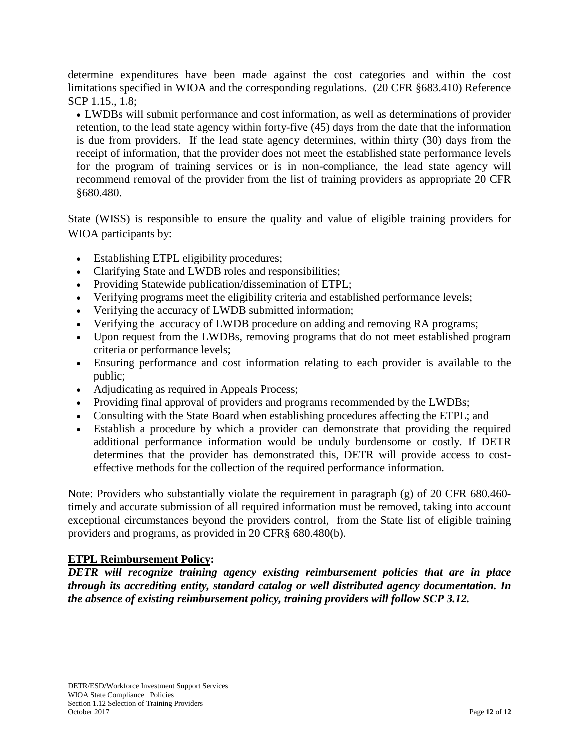determine expenditures have been made against the cost categories and within the cost limitations specified in WIOA and the corresponding regulations. (20 CFR §683.410) Reference SCP 1.15., 1.8;

- LWDBs will submit performance and cost information, as well as determinations of provider retention, to the lead state agency within forty-five (45) days from the date that the information is due from providers. If the lead state agency determines, within thirty (30) days from the receipt of information, that the provider does not meet the established state performance levels for the program of training services or is in non-compliance, the lead state agency will recommend removal of the provider from the list of training providers as appropriate 20 CFR §680.480.

State (WISS) is responsible to ensure the quality and value of eligible training providers for WIOA participants by:

- Establishing ETPL eligibility procedures;
- Clarifying State and LWDB roles and responsibilities;
- Providing Statewide publication/dissemination of ETPL;
- Verifying programs meet the eligibility criteria and established performance levels;
- Verifying the accuracy of LWDB submitted information;
- Verifying the accuracy of LWDB procedure on adding and removing RA programs;
- Upon request from the LWDBs, removing programs that do not meet established program criteria or performance levels;
- Ensuring performance and cost information relating to each provider is available to the public;
- Adjudicating as required in Appeals Process;
- Providing final approval of providers and programs recommended by the LWDBs;
- Consulting with the State Board when establishing procedures affecting the ETPL; and
- Establish a procedure by which a provider can demonstrate that providing the required additional performance information would be unduly burdensome or costly. If DETR determines that the provider has demonstrated this, DETR will provide access to cost-effective methods for the collection of the required performance information.

Note: Providers who substantially violate the requirement in paragraph (g) of 20 CFR 680.460- timely and accurate submission of all required information must be removed, taking into account exceptional circumstances beyond the providers control, from the State list of eligible training providers and programs, as provided in 20 CFR§ 680.480(b).

**ETPL Reimbursement Policy:**

***DETR will recognize training agency existing reimbursement policies that are in place through its accrediting entity, standard catalog or well distributed agency documentation. In the absence of existing reimbursement policy, training providers will follow SCP 3.12.***